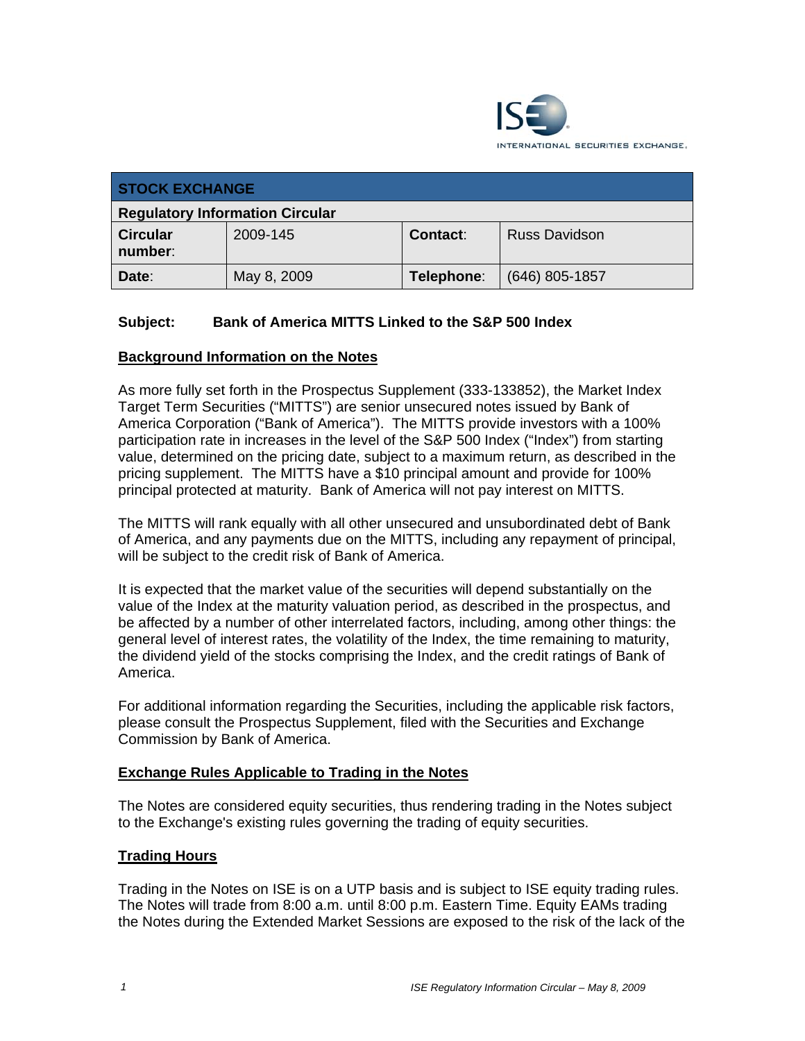| STOCK EXCHANGE | | | |
|---|---|---|---|
| **Regulatory Information Circular** | | | |
| **Circular number**: | 2009-145 | **Contact**: | Russ Davidson |
| **Date**: | May 8, 2009 | **Telephone**: | (646) 805-1857 |

**Subject: Bank of America MITTS Linked to the S&P 500 Index**

## Background Information on the Notes

As more fully set forth in the Prospectus Supplement (333-133852), the Market Index Target Term Securities ("MITTS") are senior unsecured notes issued by Bank of America Corporation ("Bank of America"). The MITTS provide investors with a 100% participation rate in increases in the level of the S&P 500 Index ("Index") from starting value, determined on the pricing date, subject to a maximum return, as described in the pricing supplement. The MITTS have a $10 principal amount and provide for 100% principal protected at maturity. Bank of America will not pay interest on MITTS.

The MITTS will rank equally with all other unsecured and unsubordinated debt of Bank of America, and any payments due on the MITTS, including any repayment of principal, will be subject to the credit risk of Bank of America.

It is expected that the market value of the securities will depend substantially on the value of the Index at the maturity valuation period, as described in the prospectus, and be affected by a number of other interrelated factors, including, among other things: the general level of interest rates, the volatility of the Index, the time remaining to maturity, the dividend yield of the stocks comprising the Index, and the credit ratings of Bank of America.

For additional information regarding the Securities, including the applicable risk factors, please consult the Prospectus Supplement, filed with the Securities and Exchange Commission by Bank of America.

## Exchange Rules Applicable to Trading in the Notes

The Notes are considered equity securities, thus rendering trading in the Notes subject to the Exchange's existing rules governing the trading of equity securities.

## Trading Hours

Trading in the Notes on ISE is on a UTP basis and is subject to ISE equity trading rules. The Notes will trade from 8:00 a.m. until 8:00 p.m. Eastern Time. Equity EAMs trading the Notes during the Extended Market Sessions are exposed to the risk of the lack of the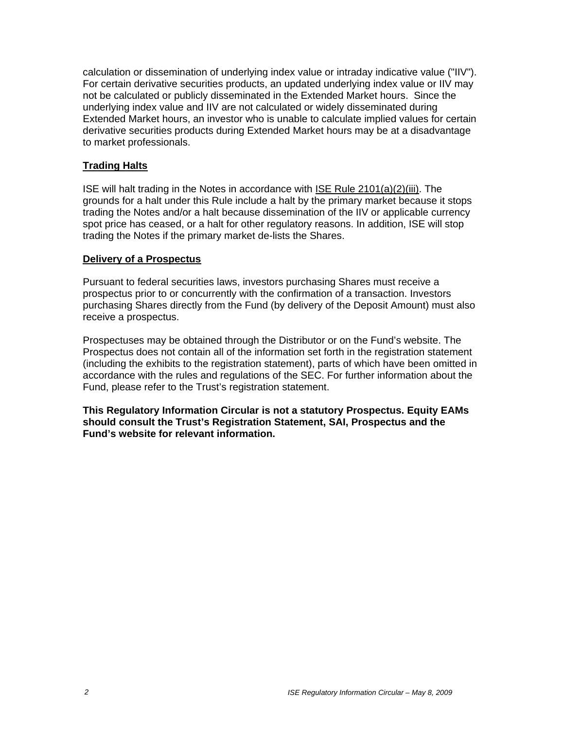calculation or dissemination of underlying index value or intraday indicative value ("IIV"). For certain derivative securities products, an updated underlying index value or IIV may not be calculated or publicly disseminated in the Extended Market hours. Since the underlying index value and IIV are not calculated or widely disseminated during Extended Market hours, an investor who is unable to calculate implied values for certain derivative securities products during Extended Market hours may be at a disadvantage to market professionals.

**Trading Halts**

ISE will halt trading in the Notes in accordance with ISE Rule 2101(a)(2)(iii). The grounds for a halt under this Rule include a halt by the primary market because it stops trading the Notes and/or a halt because dissemination of the IIV or applicable currency spot price has ceased, or a halt for other regulatory reasons. In addition, ISE will stop trading the Notes if the primary market de-lists the Shares.

**Delivery of a Prospectus**

Pursuant to federal securities laws, investors purchasing Shares must receive a prospectus prior to or concurrently with the confirmation of a transaction. Investors purchasing Shares directly from the Fund (by delivery of the Deposit Amount) must also receive a prospectus.

Prospectuses may be obtained through the Distributor or on the Fund's website. The Prospectus does not contain all of the information set forth in the registration statement (including the exhibits to the registration statement), parts of which have been omitted in accordance with the rules and regulations of the SEC. For further information about the Fund, please refer to the Trust's registration statement.

**This Regulatory Information Circular is not a statutory Prospectus. Equity EAMs should consult the Trust's Registration Statement, SAI, Prospectus and the Fund's website for relevant information.**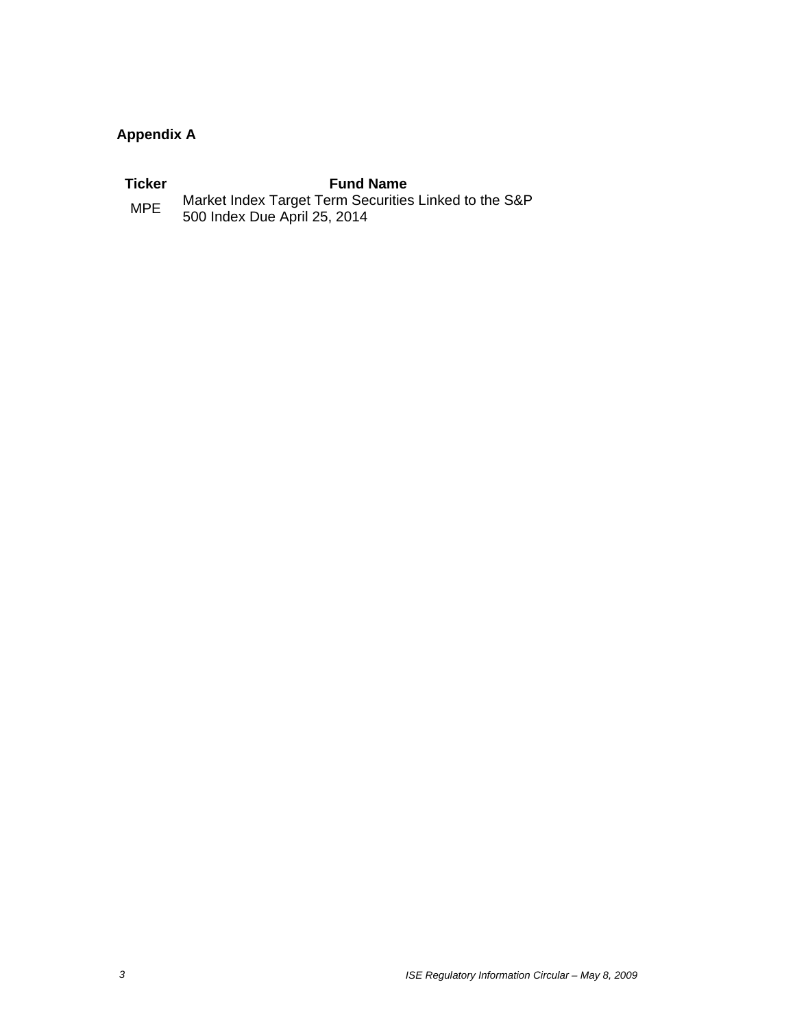**Appendix A**

| Ticker | Fund Name |
| --- | --- |
| MPE | Market Index Target Term Securities Linked to the S&P 500 Index Due April 25, 2014 |